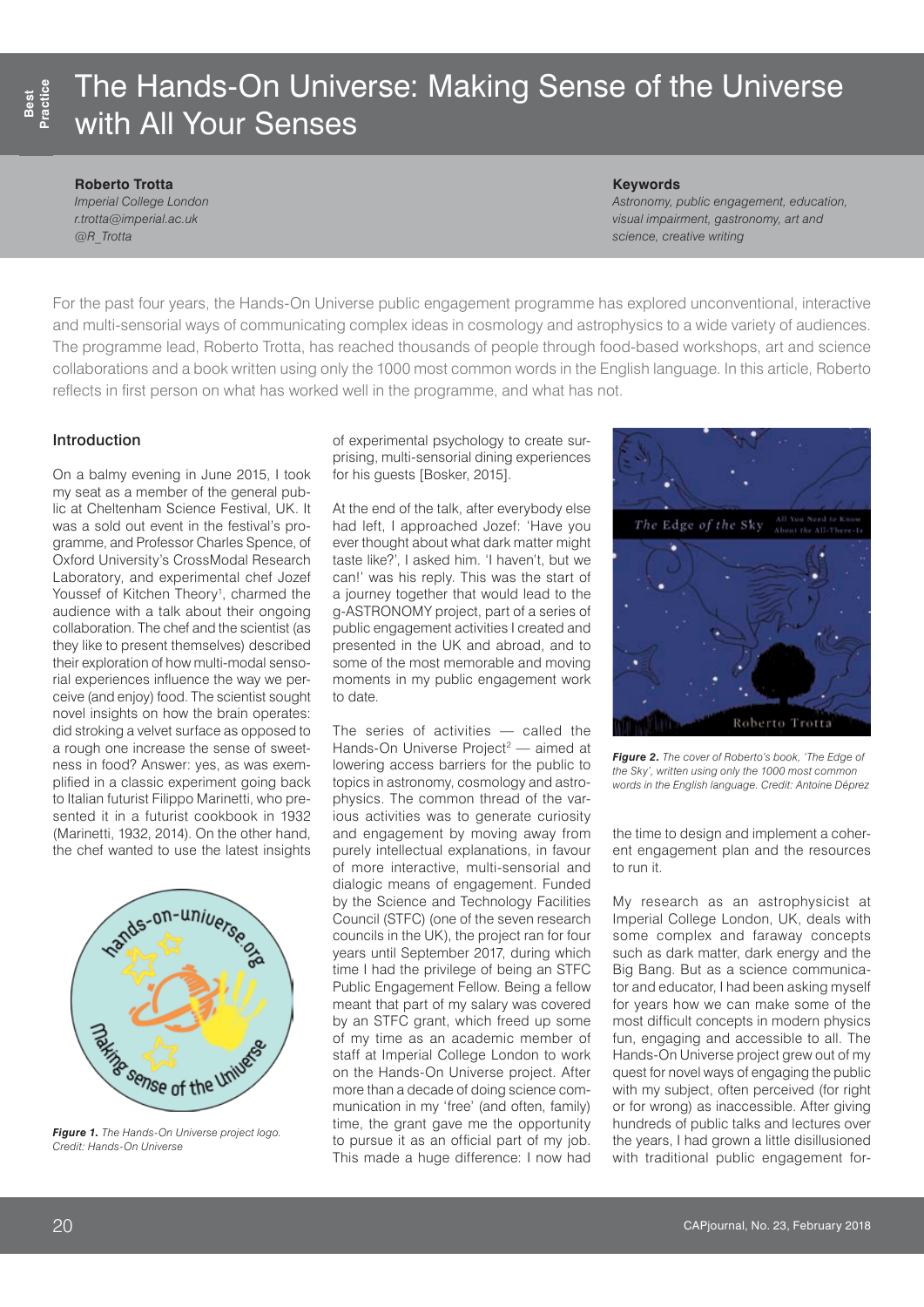Best Practice

# The Hands-On Universe: Making Sense of the Universe with All Your Senses

**Roberto Trotta**
*Imperial College London*
*r.trotta@imperial.ac.uk*
*@R_Trotta*

**Keywords**
*Astronomy, public engagement, education, visual impairment, gastronomy, art and science, creative writing*

For the past four years, the Hands-On Universe public engagement programme has explored unconventional, interactive and multi-sensorial ways of communicating complex ideas in cosmology and astrophysics to a wide variety of audiences. The programme lead, Roberto Trotta, has reached thousands of people through food-based workshops, art and science collaborations and a book written using only the 1000 most common words in the English language. In this article, Roberto reflects in first person on what has worked well in the programme, and what has not.

## Introduction

On a balmy evening in June 2015, I took my seat as a member of the general public at Cheltenham Science Festival, UK. It was a sold out event in the festival's programme, and Professor Charles Spence, of Oxford University's CrossModal Research Laboratory, and experimental chef Jozef Youssef of Kitchen Theory[1], charmed the audience with a talk about their ongoing collaboration. The chef and the scientist (as they like to present themselves) described their exploration of how multi-modal sensorial experiences influence the way we perceive (and enjoy) food. The scientist sought novel insights on how the brain operates: did stroking a velvet surface as opposed to a rough one increase the sense of sweetness in food? Answer: yes, as was exemplified in a classic experiment going back to Italian futurist Filippo Marinetti, who presented it in a futurist cookbook in 1932 (Marinetti, 1932, 2014). On the other hand, the chef wanted to use the latest insights of experimental psychology to create surprising, multi-sensorial dining experiences for his guests [Bosker, 2015].

*Figure 1.* The Hands-On Universe project logo. Credit: Hands-On Universe

At the end of the talk, after everybody else had left, I approached Jozef: 'Have you ever thought about what dark matter might taste like?', I asked him. 'I haven't, but we can!' was his reply. This was the start of a journey together that would lead to the g-ASTRONOMY project, part of a series of public engagement activities I created and presented in the UK and abroad, and to some of the most memorable and moving moments in my public engagement work to date.

The series of activities — called the Hands-On Universe Project[2] — aimed at lowering access barriers for the public to topics in astronomy, cosmology and astrophysics. The common thread of the various activities was to generate curiosity and engagement by moving away from purely intellectual explanations, in favour of more interactive, multi-sensorial and dialogic means of engagement. Funded by the Science and Technology Facilities Council (STFC) (one of the seven research councils in the UK), the project ran for four years until September 2017, during which time I had the privilege of being an STFC Public Engagement Fellow. Being a fellow meant that part of my salary was covered by an STFC grant, which freed up some of my time as an academic member of staff at Imperial College London to work on the Hands-On Universe project. After more than a decade of doing science communication in my 'free' (and often, family) time, the grant gave me the opportunity to pursue it as an official part of my job. This made a huge difference: I now had the time to design and implement a coherent engagement plan and the resources to run it.

*Figure 2.* The cover of Roberto's book, 'The Edge of the Sky', written using only the 1000 most common words in the English language. Credit: Antoine Déprez

My research as an astrophysicist at Imperial College London, UK, deals with some complex and faraway concepts such as dark matter, dark energy and the Big Bang. But as a science communicator and educator, I had been asking myself for years how we can make some of the most difficult concepts in modern physics fun, engaging and accessible to all. The Hands-On Universe project grew out of my quest for novel ways of engaging the public with my subject, often perceived (for right or for wrong) as inaccessible. After giving hundreds of public talks and lectures over the years, I had grown a little disillusioned with traditional public engagement for-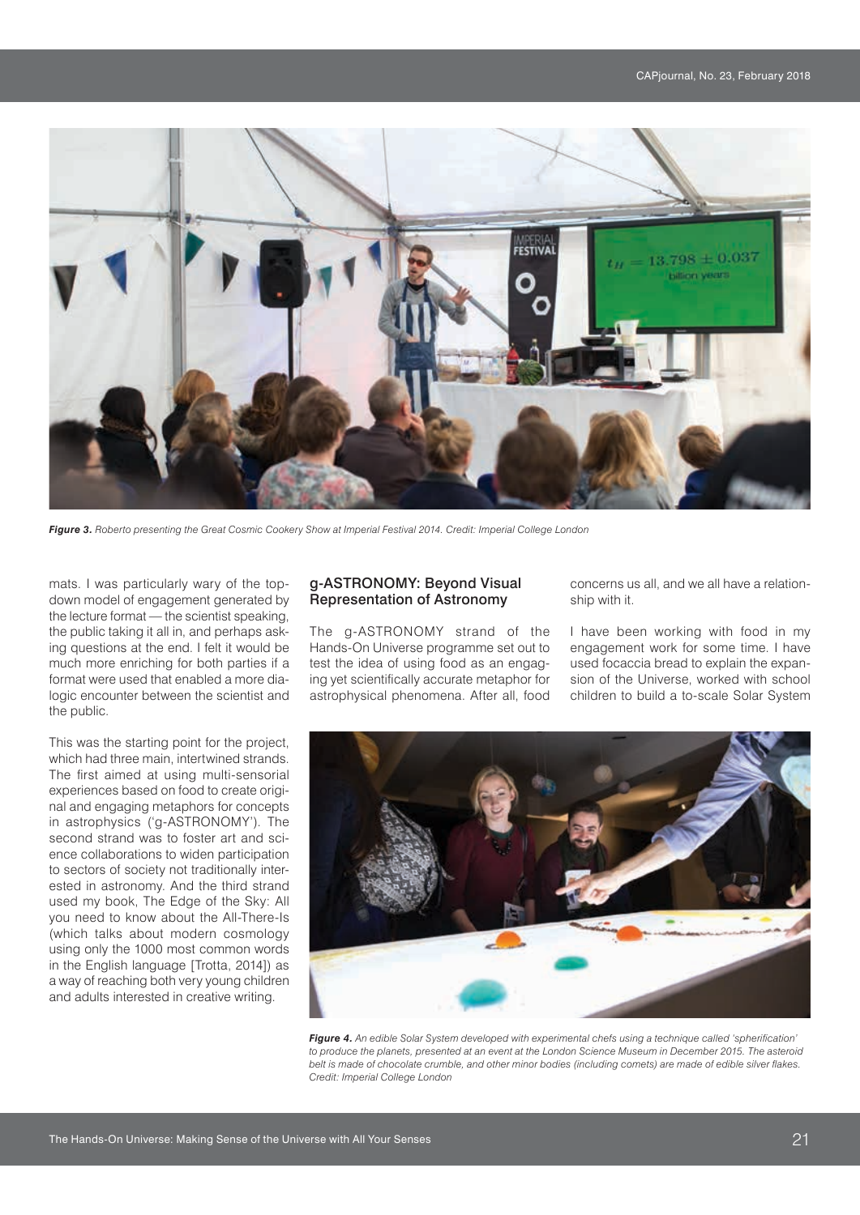*Figure 3. Roberto presenting the Great Cosmic Cookery Show at Imperial Festival 2014. Credit: Imperial College London*

mats. I was particularly wary of the top-down model of engagement generated by the lecture format — the scientist speaking, the public taking it all in, and perhaps asking questions at the end. I felt it would be much more enriching for both parties if a format were used that enabled a more dialogic encounter between the scientist and the public.

This was the starting point for the project, which had three main, intertwined strands. The first aimed at using multi-sensorial experiences based on food to create original and engaging metaphors for concepts in astrophysics ('g-ASTRONOMY'). The second strand was to foster art and science collaborations to widen participation to sectors of society not traditionally interested in astronomy. And the third strand used my book, The Edge of the Sky: All you need to know about the All-There-Is (which talks about modern cosmology using only the 1000 most common words in the English language [Trotta, 2014]) as a way of reaching both very young children and adults interested in creative writing.

## g-ASTRONOMY: Beyond Visual Representation of Astronomy

The g-ASTRONOMY strand of the Hands-On Universe programme set out to test the idea of using food as an engaging yet scientifically accurate metaphor for astrophysical phenomena. After all, food concerns us all, and we all have a relationship with it.

I have been working with food in my engagement work for some time. I have used focaccia bread to explain the expansion of the Universe, worked with school children to build a to-scale Solar System

*Figure 4. An edible Solar System developed with experimental chefs using a technique called 'spherification' to produce the planets, presented at an event at the London Science Museum in December 2015. The asteroid belt is made of chocolate crumble, and other minor bodies (including comets) are made of edible silver flakes. Credit: Imperial College London*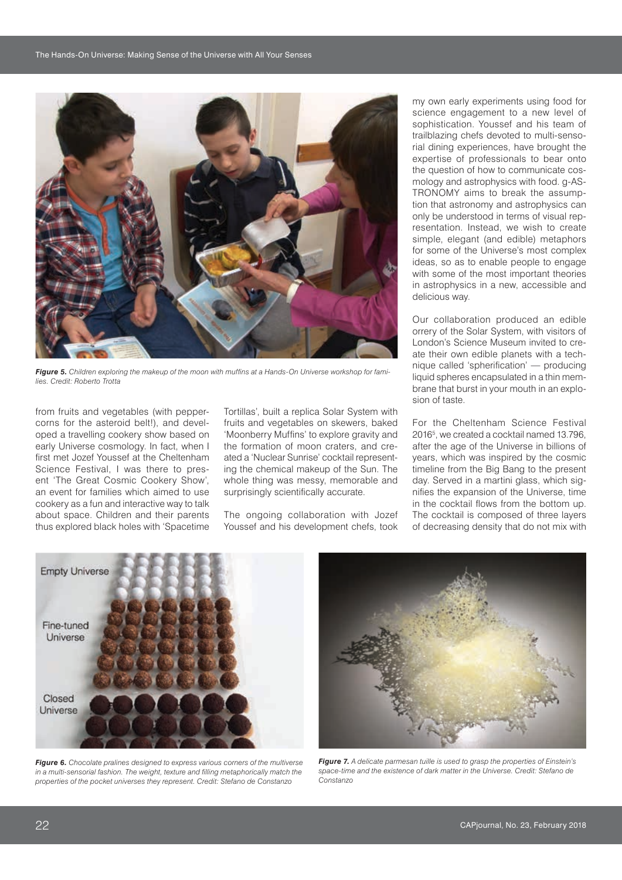*Figure 5. Children exploring the makeup of the moon with muffins at a Hands-On Universe workshop for families. Credit: Roberto Trotta*

from fruits and vegetables (with peppercorns for the asteroid belt!), and developed a travelling cookery show based on early Universe cosmology. In fact, when I first met Jozef Youssef at the Cheltenham Science Festival, I was there to present 'The Great Cosmic Cookery Show', an event for families which aimed to use cookery as a fun and interactive way to talk about space. Children and their parents thus explored black holes with 'Spacetime Tortillas', built a replica Solar System with fruits and vegetables on skewers, baked 'Moonberry Muffins' to explore gravity and the formation of moon craters, and created a 'Nuclear Sunrise' cocktail representing the chemical makeup of the Sun. The whole thing was messy, memorable and surprisingly scientifically accurate.

The ongoing collaboration with Jozef Youssef and his development chefs, took my own early experiments using food for science engagement to a new level of sophistication. Youssef and his team of trailblazing chefs devoted to multi-sensorial dining experiences, have brought the expertise of professionals to bear onto the question of how to communicate cosmology and astrophysics with food. g-ASTRONOMY aims to break the assumption that astronomy and astrophysics can only be understood in terms of visual representation. Instead, we wish to create simple, elegant (and edible) metaphors for some of the Universe's most complex ideas, so as to enable people to engage with some of the most important theories in astrophysics in a new, accessible and delicious way.

Our collaboration produced an edible orrery of the Solar System, with visitors of London's Science Museum invited to create their own edible planets with a technique called 'spherification' — producing liquid spheres encapsulated in a thin membrane that burst in your mouth in an explosion of taste.

For the Cheltenham Science Festival 2016[5], we created a cocktail named 13.796, after the age of the Universe in billions of years, which was inspired by the cosmic timeline from the Big Bang to the present day. Served in a martini glass, which signifies the expansion of the Universe, time in the cocktail flows from the bottom up. The cocktail is composed of three layers of decreasing density that do not mix with

*Figure 6. Chocolate pralines designed to express various corners of the multiverse in a multi-sensorial fashion. The weight, texture and filling metaphorically match the properties of the pocket universes they represent. Credit: Stefano de Constanzo*

*Figure 7. A delicate parmesan tuille is used to grasp the properties of Einstein's space-time and the existence of dark matter in the Universe. Credit: Stefano de Constanzo*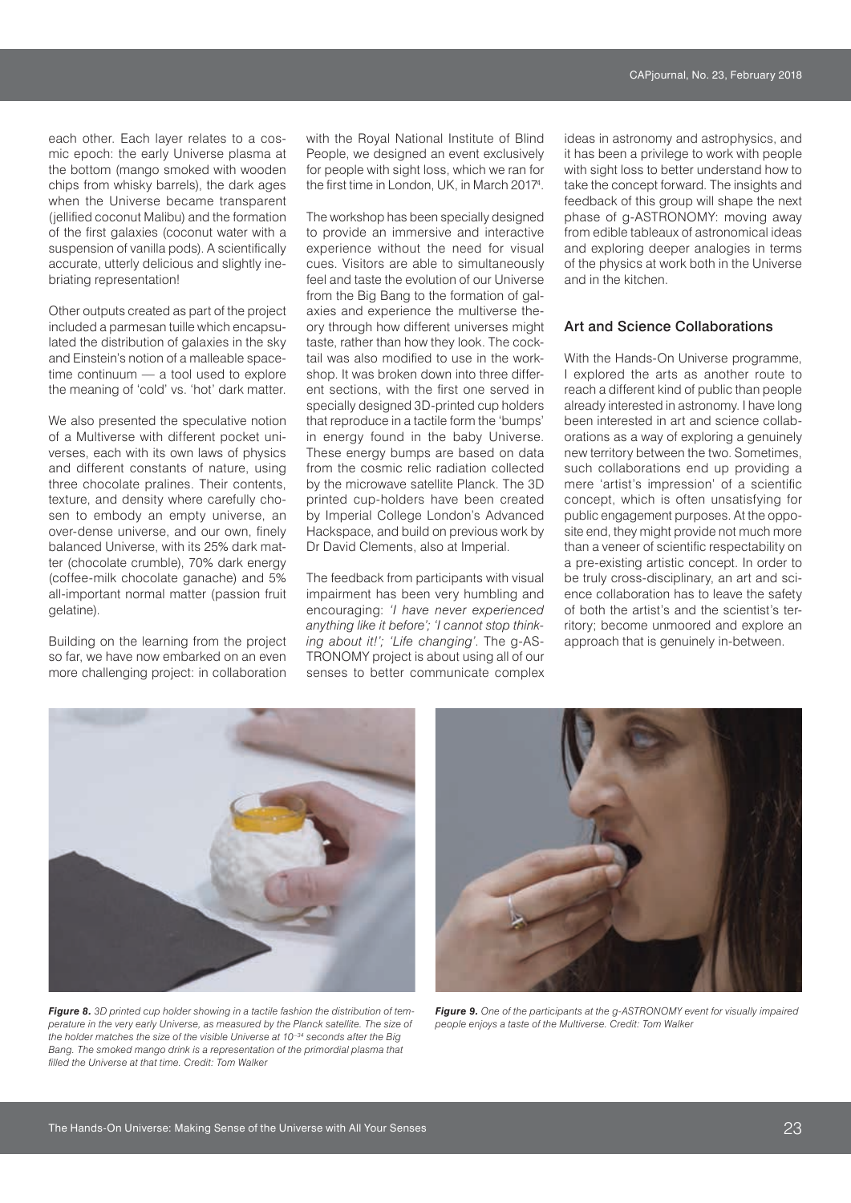each other. Each layer relates to a cosmic epoch: the early Universe plasma at the bottom (mango smoked with wooden chips from whisky barrels), the dark ages when the Universe became transparent (jellified coconut Malibu) and the formation of the first galaxies (coconut water with a suspension of vanilla pods). A scientifically accurate, utterly delicious and slightly inebriating representation!

Other outputs created as part of the project included a parmesan tuille which encapsulated the distribution of galaxies in the sky and Einstein's notion of a malleable spacetime continuum — a tool used to explore the meaning of 'cold' vs. 'hot' dark matter.

We also presented the speculative notion of a Multiverse with different pocket universes, each with its own laws of physics and different constants of nature, using three chocolate pralines. Their contents, texture, and density where carefully chosen to embody an empty universe, an over-dense universe, and our own, finely balanced Universe, with its 25% dark matter (chocolate crumble), 70% dark energy (coffee-milk chocolate ganache) and 5% all-important normal matter (passion fruit gelatine).

Building on the learning from the project so far, we have now embarked on an even more challenging project: in collaboration with the Royal National Institute of Blind People, we designed an event exclusively for people with sight loss, which we ran for the first time in London, UK, in March 2017[4].

The workshop has been specially designed to provide an immersive and interactive experience without the need for visual cues. Visitors are able to simultaneously feel and taste the evolution of our Universe from the Big Bang to the formation of galaxies and experience the multiverse theory through how different universes might taste, rather than how they look. The cocktail was also modified to use in the workshop. It was broken down into three different sections, with the first one served in specially designed 3D-printed cup holders that reproduce in a tactile form the 'bumps' in energy found in the baby Universe. These energy bumps are based on data from the cosmic relic radiation collected by the microwave satellite Planck. The 3D printed cup-holders have been created by Imperial College London's Advanced Hackspace, and build on previous work by Dr David Clements, also at Imperial.

The feedback from participants with visual impairment has been very humbling and encouraging: *'I have never experienced anything like it before'; 'I cannot stop thinking about it!'; 'Life changing'*. The g-ASTRONOMY project is about using all of our senses to better communicate complex ideas in astronomy and astrophysics, and it has been a privilege to work with people with sight loss to better understand how to take the concept forward. The insights and feedback of this group will shape the next phase of g-ASTRONOMY: moving away from edible tableaux of astronomical ideas and exploring deeper analogies in terms of the physics at work both in the Universe and in the kitchen.

## Art and Science Collaborations

With the Hands-On Universe programme, I explored the arts as another route to reach a different kind of public than people already interested in astronomy. I have long been interested in art and science collaborations as a way of exploring a genuinely new territory between the two. Sometimes, such collaborations end up providing a mere 'artist's impression' of a scientific concept, which is often unsatisfying for public engagement purposes. At the opposite end, they might provide not much more than a veneer of scientific respectability on a pre-existing artistic concept. In order to be truly cross-disciplinary, an art and science collaboration has to leave the safety of both the artist's and the scientist's territory; become unmoored and explore an approach that is genuinely in-between.

***Figure 8.*** *3D printed cup holder showing in a tactile fashion the distribution of temperature in the very early Universe, as measured by the Planck satellite. The size of the holder matches the size of the visible Universe at $10^{-34}$ seconds after the Big Bang. The smoked mango drink is a representation of the primordial plasma that filled the Universe at that time. Credit: Tom Walker*

***Figure 9.*** *One of the participants at the g-ASTRONOMY event for visually impaired people enjoys a taste of the Multiverse. Credit: Tom Walker*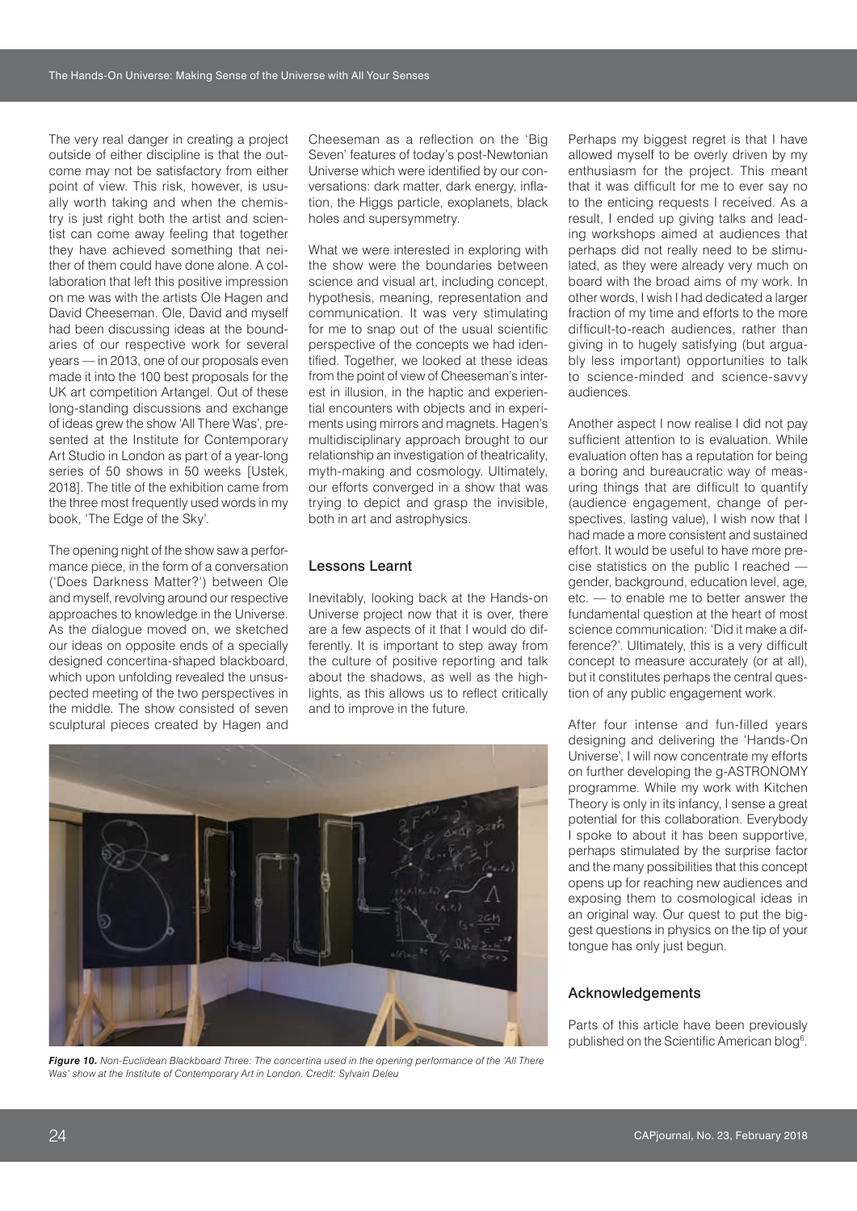The very real danger in creating a project outside of either discipline is that the outcome may not be satisfactory from either point of view. This risk, however, is usually worth taking and when the chemistry is just right both the artist and scientist can come away feeling that together they have achieved something that neither of them could have done alone. A collaboration that left this positive impression on me was with the artists Ole Hagen and David Cheeseman. Ole, David and myself had been discussing ideas at the boundaries of our respective work for several years — in 2013, one of our proposals even made it into the 100 best proposals for the UK art competition Artangel. Out of these long-standing discussions and exchange of ideas grew the show 'All There Was', presented at the Institute for Contemporary Art Studio in London as part of a year-long series of 50 shows in 50 weeks [Ustek, 2018]. The title of the exhibition came from the three most frequently used words in my book, 'The Edge of the Sky'.

The opening night of the show saw a performance piece, in the form of a conversation ('Does Darkness Matter?') between Ole and myself, revolving around our respective approaches to knowledge in the Universe. As the dialogue moved on, we sketched our ideas on opposite ends of a specially designed concertina-shaped blackboard, which upon unfolding revealed the unsuspected meeting of the two perspectives in the middle. The show consisted of seven sculptural pieces created by Hagen and Cheeseman as a reflection on the 'Big Seven' features of today's post-Newtonian Universe which were identified by our conversations: dark matter, dark energy, inflation, the Higgs particle, exoplanets, black holes and supersymmetry.

What we were interested in exploring with the show were the boundaries between science and visual art, including concept, hypothesis, meaning, representation and communication. It was very stimulating for me to snap out of the usual scientific perspective of the concepts we had identified. Together, we looked at these ideas from the point of view of Cheeseman's interest in illusion, in the haptic and experiential encounters with objects and in experiments using mirrors and magnets. Hagen's multidisciplinary approach brought to our relationship an investigation of theatricality, myth-making and cosmology. Ultimately, our efforts converged in a show that was trying to depict and grasp the invisible, both in art and astrophysics.

## Lessons Learnt

Inevitably, looking back at the Hands-on Universe project now that it is over, there are a few aspects of it that I would do differently. It is important to step away from the culture of positive reporting and talk about the shadows, as well as the highlights, as this allows us to reflect critically and to improve in the future.

Perhaps my biggest regret is that I have allowed myself to be overly driven by my enthusiasm for the project. This meant that it was difficult for me to ever say no to the enticing requests I received. As a result, I ended up giving talks and leading workshops aimed at audiences that perhaps did not really need to be stimulated, as they were already very much on board with the broad aims of my work. In other words, I wish I had dedicated a larger fraction of my time and efforts to the more difficult-to-reach audiences, rather than giving in to hugely satisfying (but arguably less important) opportunities to talk to science-minded and science-savvy audiences.

Another aspect I now realise I did not pay sufficient attention to is evaluation. While evaluation often has a reputation for being a boring and bureaucratic way of measuring things that are difficult to quantify (audience engagement, change of perspectives, lasting value), I wish now that I had made a more consistent and sustained effort. It would be useful to have more precise statistics on the public I reached — gender, background, education level, age, etc. — to enable me to better answer the fundamental question at the heart of most science communication: 'Did it make a difference?'. Ultimately, this is a very difficult concept to measure accurately (or at all), but it constitutes perhaps the central question of any public engagement work.

After four intense and fun-filled years designing and delivering the 'Hands-On Universe', I will now concentrate my efforts on further developing the g-ASTRONOMY programme. While my work with Kitchen Theory is only in its infancy, I sense a great potential for this collaboration. Everybody I spoke to about it has been supportive, perhaps stimulated by the surprise factor and the many possibilities that this concept opens up for reaching new audiences and exposing them to cosmological ideas in an original way. Our quest to put the biggest questions in physics on the tip of your tongue has only just begun.

*Figure 10. Non-Euclidean Blackboard Three: The concertina used in the opening performance of the 'All There Was' show at the Institute of Contemporary Art in London. Credit: Sylvain Deleu*

## Acknowledgements

Parts of this article have been previously published on the Scientific American blog[6].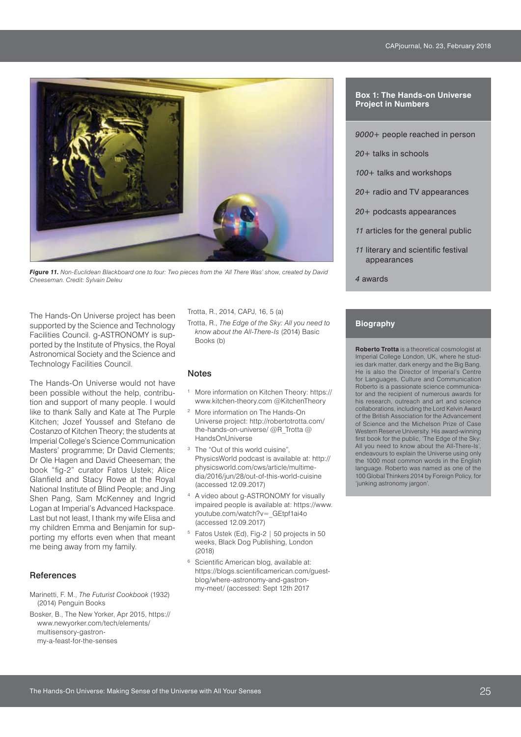*Figure 11. Non-Euclidean Blackboard one to four: Two pieces from the 'All There Was' show, created by David Cheeseman. Credit: Sylvain Deleu*

The Hands-On Universe project has been supported by the Science and Technology Facilities Council. g-ASTRONOMY is supported by the Institute of Physics, the Royal Astronomical Society and the Science and Technology Facilities Council.

The Hands-On Universe would not have been possible without the help, contribution and support of many people. I would like to thank Sally and Kate at The Purple Kitchen; Jozef Youssef and Stefano de Costanzo of Kitchen Theory; the students at Imperial College's Science Communication Masters' programme; Dr David Clements; Dr Ole Hagen and David Cheeseman; the book "fig-2" curator Fatos Ustek; Alice Glanfield and Stacy Rowe at the Royal National Institute of Blind People; and Jing Shen Pang, Sam McKenney and Ingrid Logan at Imperial's Advanced Hackspace. Last but not least, I thank my wife Elisa and my children Emma and Benjamin for supporting my efforts even when that meant me being away from my family.

## References

Marinetti, F. M., *The Futurist Cookbook* (1932) (2014) Penguin Books

Bosker, B., The New Yorker, Apr 2015, https://www.newyorker.com/tech/elements/multisensory-gastronmy-a-feast-for-the-senses

Trotta, R., 2014, CAPJ, 16, 5 (a)

Trotta, R., *The Edge of the Sky: All you need to know about the All-There-Is* (2014) Basic Books (b)

## Notes

1. More information on Kitchen Theory: https://www.kitchen-theory.com @KitchenTheory
2. More information on The Hands-On Universe project: http://robertotrotta.com/the-hands-on-universe/ @R_Trotta @HandsOnUniverse
3. The "Out of this world cuisine", PhysicsWorld podcast is available at: http://physicsworld.com/cws/article/multimedia/2016/jun/28/out-of-this-world-cuisine (accessed 12.09.2017)
4. A video about g-ASTRONOMY for visually impaired people is available at: https://www.youtube.com/watch?v=_GEtpf1ai4o (accessed 12.09.2017)
5. Fatos Ustek (Ed), Fig-2 | 50 projects in 50 weeks, Black Dog Publishing, London (2018)
6. Scientific American blog, available at: https://blogs.scientificamerican.com/guest-blog/where-astronomy-and-gastronmy-meet/ (accessed: Sept 12th 2017

## Box 1: The Hands-on Universe Project in Numbers

*9000+* people reached in person

*20+* talks in schools

*100+* talks and workshops

*20+* radio and TV appearances

*20+* podcasts appearances

*11* articles for the general public

*11* literary and scientific festival appearances

*4* awards

## Biography

**Roberto Trotta** is a theoretical cosmologist at Imperial College London, UK, where he studies dark matter, dark energy and the Big Bang. He is also the Director of Imperial's Centre for Languages, Culture and Communication Roberto is a passionate science communicator and the recipient of numerous awards for his research, outreach and art and science collaborations, including the Lord Kelvin Award of the British Association for the Advancement of Science and the Michelson Prize of Case Western Reserve University. His award-winning first book for the public, 'The Edge of the Sky: All you need to know about the All-There-Is', endeavours to explain the Universe using only the 1000 most common words in the English language. Roberto was named as one of the 100 Global Thinkers 2014 by Foreign Policy, for 'junking astronomy jargon'.